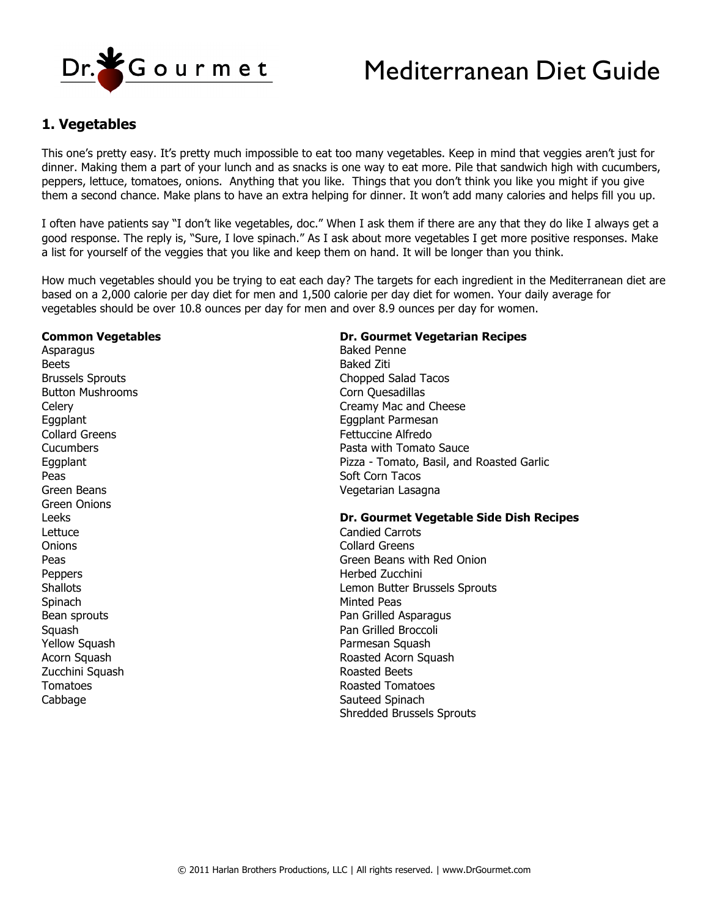# Mediterranean Diet Guide

## 1. Vegetables

This one's pretty easy. It's pretty much impossible to eat too many vegetables. Keep in mind that veggies aren't just for dinner. Making them a part of your lunch and as snacks is one way to eat more. Pile that sandwich high with cucumbers, peppers, lettuce, tomatoes, onions. Anything that you like. Things that you don't think you like you might if you give them a second chance. Make plans to have an extra helping for dinner. It won't add many calories and helps fill you up.

I often have patients say "I don't like vegetables, doc." When I ask them if there are any that they do like I always get a good response. The reply is, "Sure, I love spinach." As I ask about more vegetables I get more positive responses. Make a list for yourself of the veggies that you like and keep them on hand. It will be longer than you think.

How much vegetables should you be trying to eat each day? The targets for each ingredient in the Mediterranean diet are based on a 2,000 calorie per day diet for men and 1,500 calorie per day diet for women. Your daily average for vegetables should be over 10.8 ounces per day for men and over 8.9 ounces per day for women.

**Common Vegetables**

Asparagus
Beets
Brussels Sprouts
Button Mushrooms
Celery
Eggplant
Collard Greens
Cucumbers
Eggplant
Peas
Green Beans
Green Onions
Leeks
Lettuce
Onions
Peas
Peppers
Shallots
Spinach
Bean sprouts
Squash
Yellow Squash
Acorn Squash
Zucchini Squash
Tomatoes
Cabbage

**Dr. Gourmet Vegetarian Recipes**

Baked Penne
Baked Ziti
Chopped Salad Tacos
Corn Quesadillas
Creamy Mac and Cheese
Eggplant Parmesan
Fettuccine Alfredo
Pasta with Tomato Sauce
Pizza - Tomato, Basil, and Roasted Garlic
Soft Corn Tacos
Vegetarian Lasagna

**Dr. Gourmet Vegetable Side Dish Recipes**

Candied Carrots
Collard Greens
Green Beans with Red Onion
Herbed Zucchini
Lemon Butter Brussels Sprouts
Minted Peas
Pan Grilled Asparagus
Pan Grilled Broccoli
Parmesan Squash
Roasted Acorn Squash
Roasted Beets
Roasted Tomatoes
Sauteed Spinach
Shredded Brussels Sprouts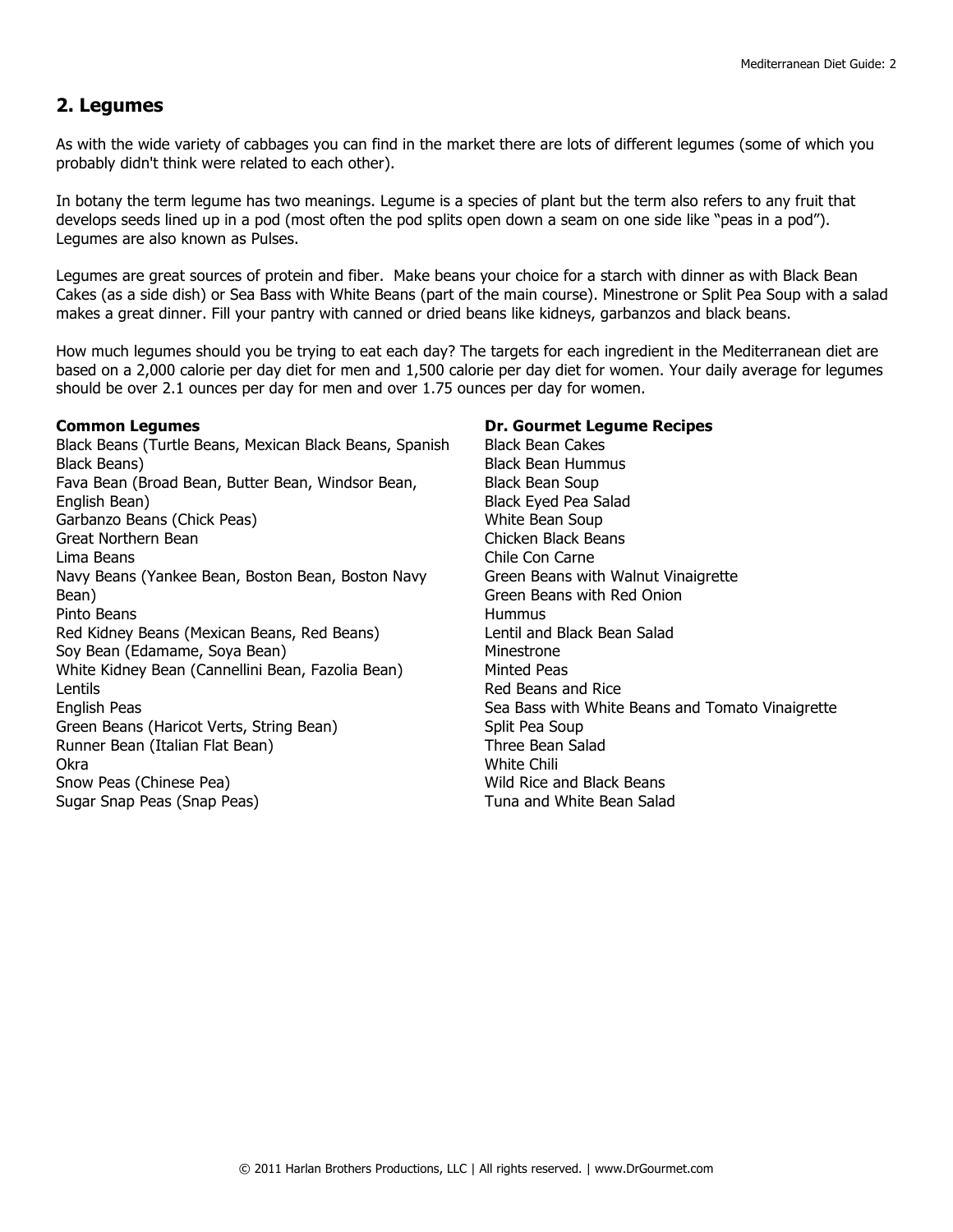## 2. Legumes

As with the wide variety of cabbages you can find in the market there are lots of different legumes (some of which you probably didn't think were related to each other).

In botany the term legume has two meanings. Legume is a species of plant but the term also refers to any fruit that develops seeds lined up in a pod (most often the pod splits open down a seam on one side like "peas in a pod"). Legumes are also known as Pulses.

Legumes are great sources of protein and fiber. Make beans your choice for a starch with dinner as with Black Bean Cakes (as a side dish) or Sea Bass with White Beans (part of the main course). Minestrone or Split Pea Soup with a salad makes a great dinner. Fill your pantry with canned or dried beans like kidneys, garbanzos and black beans.

How much legumes should you be trying to eat each day? The targets for each ingredient in the Mediterranean diet are based on a 2,000 calorie per day diet for men and 1,500 calorie per day diet for women. Your daily average for legumes should be over 2.1 ounces per day for men and over 1.75 ounces per day for women.

**Common Legumes**

Black Beans (Turtle Beans, Mexican Black Beans, Spanish Black Beans)
Fava Bean (Broad Bean, Butter Bean, Windsor Bean, English Bean)
Garbanzo Beans (Chick Peas)
Great Northern Bean
Lima Beans
Navy Beans (Yankee Bean, Boston Bean, Boston Navy Bean)
Pinto Beans
Red Kidney Beans (Mexican Beans, Red Beans)
Soy Bean (Edamame, Soya Bean)
White Kidney Bean (Cannellini Bean, Fazolia Bean)
Lentils
English Peas
Green Beans (Haricot Verts, String Bean)
Runner Bean (Italian Flat Bean)
Okra
Snow Peas (Chinese Pea)
Sugar Snap Peas (Snap Peas)

**Dr. Gourmet Legume Recipes**

Black Bean Cakes
Black Bean Hummus
Black Bean Soup
Black Eyed Pea Salad
White Bean Soup
Chicken Black Beans
Chile Con Carne
Green Beans with Walnut Vinaigrette
Green Beans with Red Onion
Hummus
Lentil and Black Bean Salad
Minestrone
Minted Peas
Red Beans and Rice
Sea Bass with White Beans and Tomato Vinaigrette
Split Pea Soup
Three Bean Salad
White Chili
Wild Rice and Black Beans
Tuna and White Bean Salad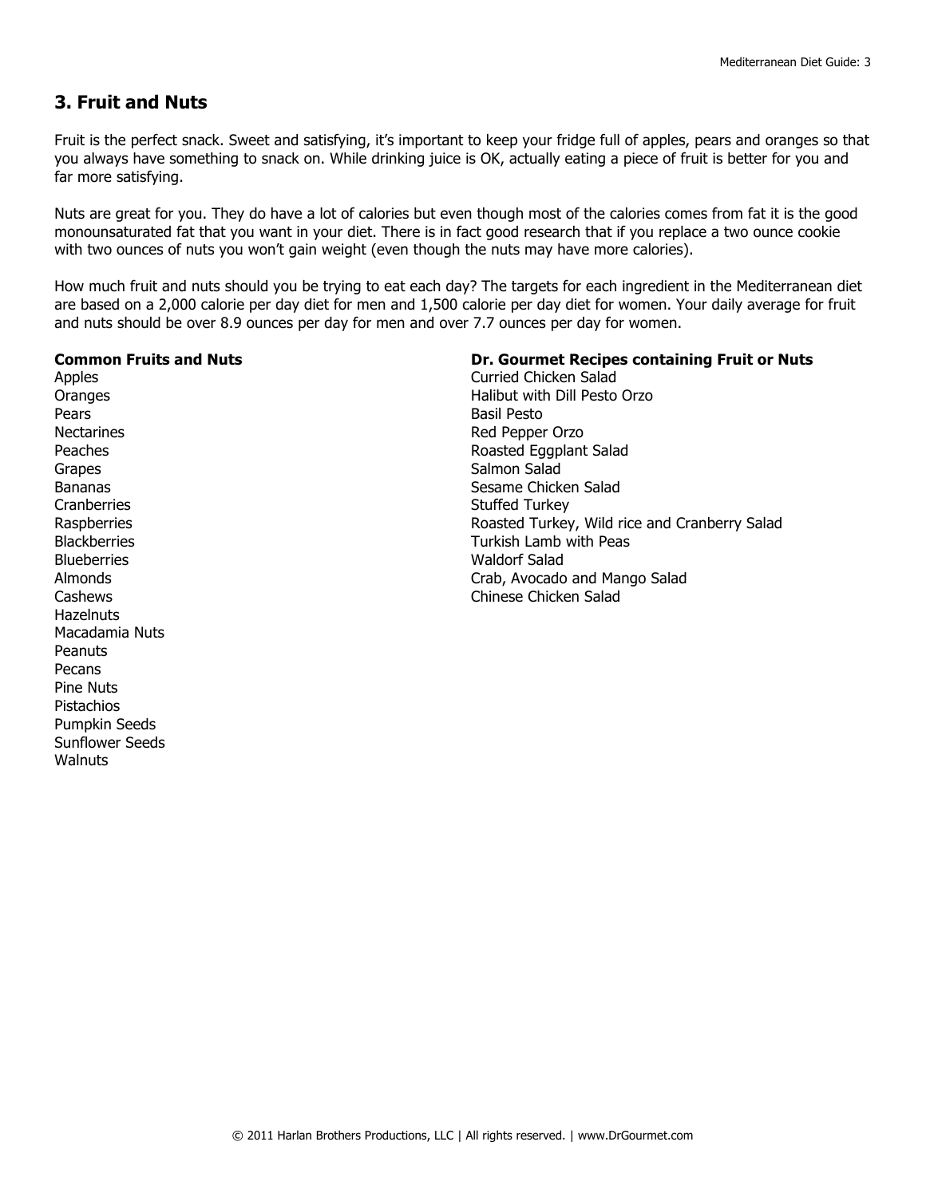## 3. Fruit and Nuts

Fruit is the perfect snack. Sweet and satisfying, it's important to keep your fridge full of apples, pears and oranges so that you always have something to snack on. While drinking juice is OK, actually eating a piece of fruit is better for you and far more satisfying.

Nuts are great for you. They do have a lot of calories but even though most of the calories comes from fat it is the good monounsaturated fat that you want in your diet. There is in fact good research that if you replace a two ounce cookie with two ounces of nuts you won't gain weight (even though the nuts may have more calories).

How much fruit and nuts should you be trying to eat each day? The targets for each ingredient in the Mediterranean diet are based on a 2,000 calorie per day diet for men and 1,500 calorie per day diet for women. Your daily average for fruit and nuts should be over 8.9 ounces per day for men and over 7.7 ounces per day for women.

**Common Fruits and Nuts**

Apples
Oranges
Pears
Nectarines
Peaches
Grapes
Bananas
Cranberries
Raspberries
Blackberries
Blueberries
Almonds
Cashews
Hazelnuts
Macadamia Nuts
Peanuts
Pecans
Pine Nuts
Pistachios
Pumpkin Seeds
Sunflower Seeds
Walnuts

**Dr. Gourmet Recipes containing Fruit or Nuts**

Curried Chicken Salad
Halibut with Dill Pesto Orzo
Basil Pesto
Red Pepper Orzo
Roasted Eggplant Salad
Salmon Salad
Sesame Chicken Salad
Stuffed Turkey
Roasted Turkey, Wild rice and Cranberry Salad
Turkish Lamb with Peas
Waldorf Salad
Crab, Avocado and Mango Salad
Chinese Chicken Salad

© 2011 Harlan Brothers Productions, LLC | All rights reserved. | www.DrGourmet.com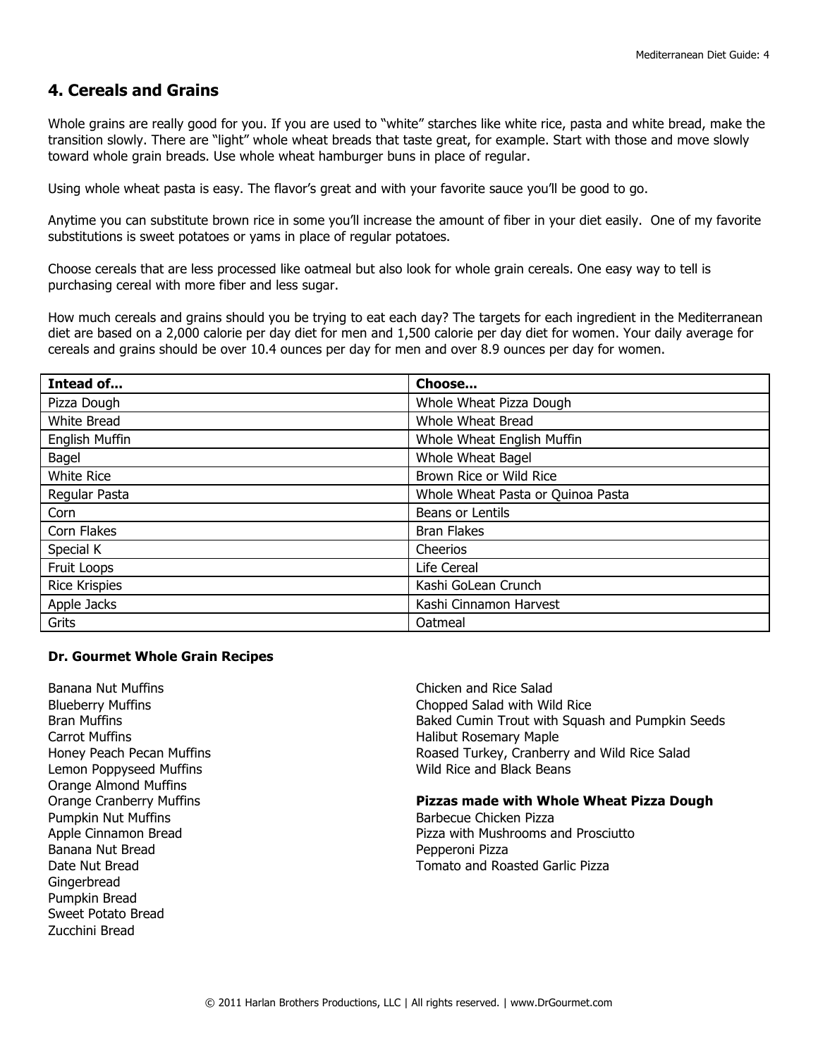## 4. Cereals and Grains

Whole grains are really good for you. If you are used to "white" starches like white rice, pasta and white bread, make the transition slowly. There are "light" whole wheat breads that taste great, for example. Start with those and move slowly toward whole grain breads. Use whole wheat hamburger buns in place of regular.

Using whole wheat pasta is easy. The flavor's great and with your favorite sauce you'll be good to go.

Anytime you can substitute brown rice in some you'll increase the amount of fiber in your diet easily. One of my favorite substitutions is sweet potatoes or yams in place of regular potatoes.

Choose cereals that are less processed like oatmeal but also look for whole grain cereals. One easy way to tell is purchasing cereal with more fiber and less sugar.

How much cereals and grains should you be trying to eat each day? The targets for each ingredient in the Mediterranean diet are based on a 2,000 calorie per day diet for men and 1,500 calorie per day diet for women. Your daily average for cereals and grains should be over 10.4 ounces per day for men and over 8.9 ounces per day for women.

| **Intead of...** | **Choose...** |
|---|---|
| Pizza Dough | Whole Wheat Pizza Dough |
| White Bread | Whole Wheat Bread |
| English Muffin | Whole Wheat English Muffin |
| Bagel | Whole Wheat Bagel |
| White Rice | Brown Rice or Wild Rice |
| Regular Pasta | Whole Wheat Pasta or Quinoa Pasta |
| Corn | Beans or Lentils |
| Corn Flakes | Bran Flakes |
| Special K | Cheerios |
| Fruit Loops | Life Cereal |
| Rice Krispies | Kashi GoLean Crunch |
| Apple Jacks | Kashi Cinnamon Harvest |
| Grits | Oatmeal |

**Dr. Gourmet Whole Grain Recipes**

Banana Nut Muffins
Blueberry Muffins
Bran Muffins
Carrot Muffins
Honey Peach Pecan Muffins
Lemon Poppyseed Muffins
Orange Almond Muffins
Orange Cranberry Muffins
Pumpkin Nut Muffins
Apple Cinnamon Bread
Banana Nut Bread
Date Nut Bread
Gingerbread
Pumpkin Bread
Sweet Potato Bread
Zucchini Bread

Chicken and Rice Salad
Chopped Salad with Wild Rice
Baked Cumin Trout with Squash and Pumpkin Seeds
Halibut Rosemary Maple
Roased Turkey, Cranberry and Wild Rice Salad
Wild Rice and Black Beans

**Pizzas made with Whole Wheat Pizza Dough**

Barbecue Chicken Pizza
Pizza with Mushrooms and Prosciutto
Pepperoni Pizza
Tomato and Roasted Garlic Pizza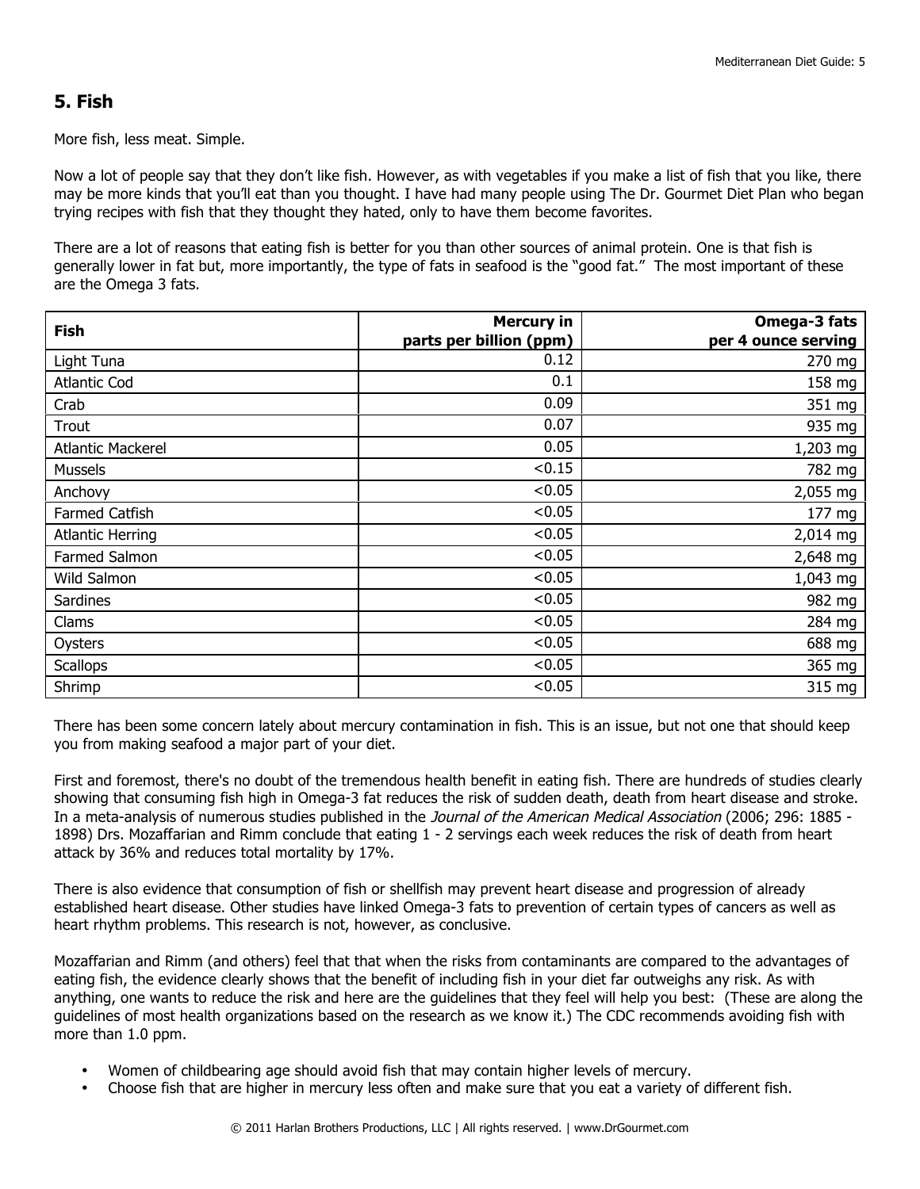## 5. Fish

More fish, less meat. Simple.

Now a lot of people say that they don't like fish. However, as with vegetables if you make a list of fish that you like, there may be more kinds that you'll eat than you thought. I have had many people using The Dr. Gourmet Diet Plan who began trying recipes with fish that they thought they hated, only to have them become favorites.

There are a lot of reasons that eating fish is better for you than other sources of animal protein. One is that fish is generally lower in fat but, more importantly, the type of fats in seafood is the "good fat." The most important of these are the Omega 3 fats.

| Fish | Mercury in parts per billion (ppm) | Omega-3 fats per 4 ounce serving |
|---|---:|---:|
| Light Tuna | 0.12 | 270 mg |
| Atlantic Cod | 0.1 | 158 mg |
| Crab | 0.09 | 351 mg |
| Trout | 0.07 | 935 mg |
| Atlantic Mackerel | 0.05 | 1,203 mg |
| Mussels | <0.15 | 782 mg |
| Anchovy | <0.05 | 2,055 mg |
| Farmed Catfish | <0.05 | 177 mg |
| Atlantic Herring | <0.05 | 2,014 mg |
| Farmed Salmon | <0.05 | 2,648 mg |
| Wild Salmon | <0.05 | 1,043 mg |
| Sardines | <0.05 | 982 mg |
| Clams | <0.05 | 284 mg |
| Oysters | <0.05 | 688 mg |
| Scallops | <0.05 | 365 mg |
| Shrimp | <0.05 | 315 mg |

There has been some concern lately about mercury contamination in fish. This is an issue, but not one that should keep you from making seafood a major part of your diet.

First and foremost, there's no doubt of the tremendous health benefit in eating fish. There are hundreds of studies clearly showing that consuming fish high in Omega-3 fat reduces the risk of sudden death, death from heart disease and stroke. In a meta-analysis of numerous studies published in the *Journal of the American Medical Association* (2006; 296: 1885 - 1898) Drs. Mozaffarian and Rimm conclude that eating 1 - 2 servings each week reduces the risk of death from heart attack by 36% and reduces total mortality by 17%.

There is also evidence that consumption of fish or shellfish may prevent heart disease and progression of already established heart disease. Other studies have linked Omega-3 fats to prevention of certain types of cancers as well as heart rhythm problems. This research is not, however, as conclusive.

Mozaffarian and Rimm (and others) feel that that when the risks from contaminants are compared to the advantages of eating fish, the evidence clearly shows that the benefit of including fish in your diet far outweighs any risk. As with anything, one wants to reduce the risk and here are the guidelines that they feel will help you best: (These are along the guidelines of most health organizations based on the research as we know it.) The CDC recommends avoiding fish with more than 1.0 ppm.

- Women of childbearing age should avoid fish that may contain higher levels of mercury.
- Choose fish that are higher in mercury less often and make sure that you eat a variety of different fish.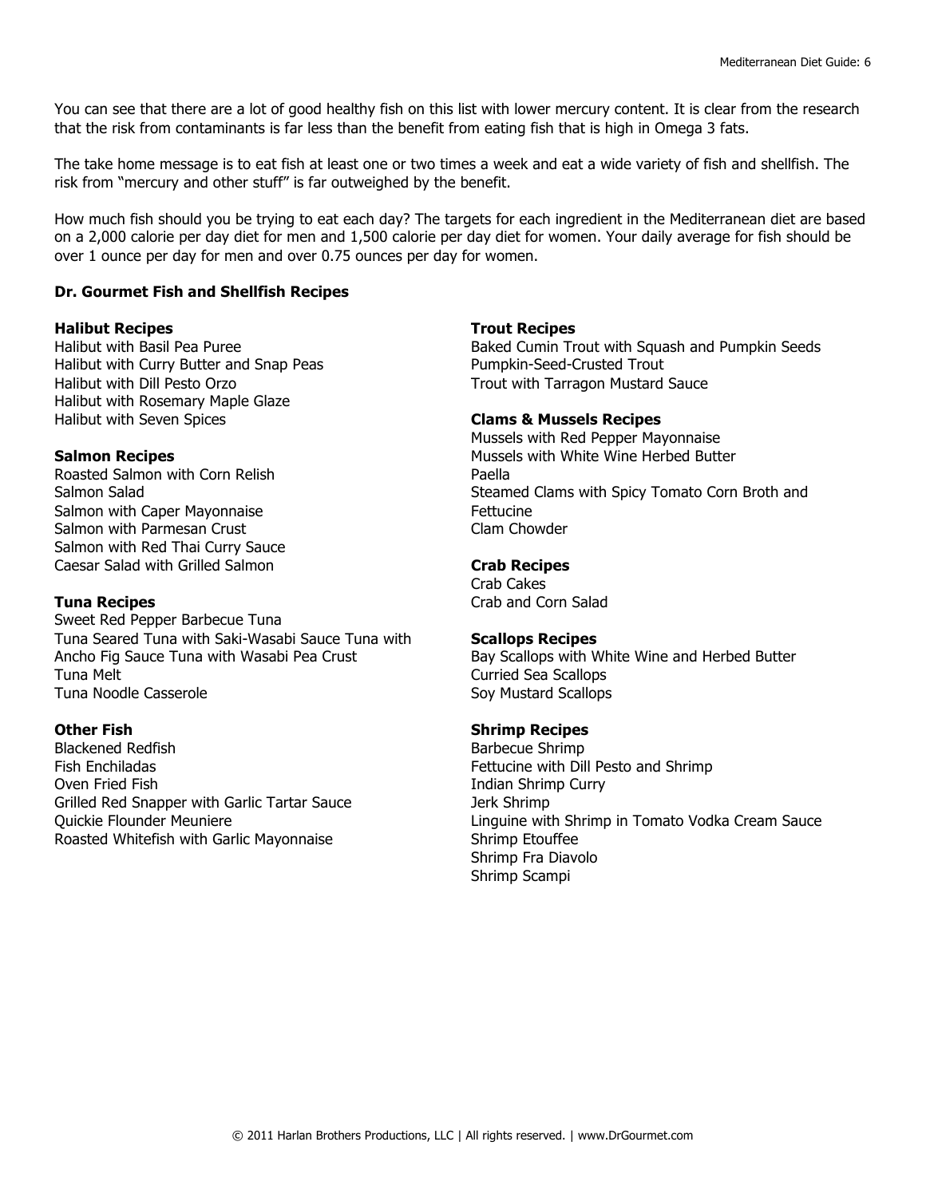You can see that there are a lot of good healthy fish on this list with lower mercury content. It is clear from the research that the risk from contaminants is far less than the benefit from eating fish that is high in Omega 3 fats.

The take home message is to eat fish at least one or two times a week and eat a wide variety of fish and shellfish. The risk from "mercury and other stuff" is far outweighed by the benefit.

How much fish should you be trying to eat each day? The targets for each ingredient in the Mediterranean diet are based on a 2,000 calorie per day diet for men and 1,500 calorie per day diet for women. Your daily average for fish should be over 1 ounce per day for men and over 0.75 ounces per day for women.

**Dr. Gourmet Fish and Shellfish Recipes**

**Halibut Recipes**
Halibut with Basil Pea Puree
Halibut with Curry Butter and Snap Peas
Halibut with Dill Pesto Orzo
Halibut with Rosemary Maple Glaze
Halibut with Seven Spices

**Salmon Recipes**
Roasted Salmon with Corn Relish
Salmon Salad
Salmon with Caper Mayonnaise
Salmon with Parmesan Crust
Salmon with Red Thai Curry Sauce
Caesar Salad with Grilled Salmon

**Tuna Recipes**
Sweet Red Pepper Barbecue Tuna
Tuna Seared Tuna with Saki-Wasabi Sauce Tuna with Ancho Fig Sauce Tuna with Wasabi Pea Crust
Tuna Melt
Tuna Noodle Casserole

**Other Fish**
Blackened Redfish
Fish Enchiladas
Oven Fried Fish
Grilled Red Snapper with Garlic Tartar Sauce
Quickie Flounder Meuniere
Roasted Whitefish with Garlic Mayonnaise

**Trout Recipes**
Baked Cumin Trout with Squash and Pumpkin Seeds
Pumpkin-Seed-Crusted Trout
Trout with Tarragon Mustard Sauce

**Clams & Mussels Recipes**
Mussels with Red Pepper Mayonnaise
Mussels with White Wine Herbed Butter
Paella
Steamed Clams with Spicy Tomato Corn Broth and Fettucine
Clam Chowder

**Crab Recipes**
Crab Cakes
Crab and Corn Salad

**Scallops Recipes**
Bay Scallops with White Wine and Herbed Butter
Curried Sea Scallops
Soy Mustard Scallops

**Shrimp Recipes**
Barbecue Shrimp
Fettucine with Dill Pesto and Shrimp
Indian Shrimp Curry
Jerk Shrimp
Linguine with Shrimp in Tomato Vodka Cream Sauce
Shrimp Etouffee
Shrimp Fra Diavolo
Shrimp Scampi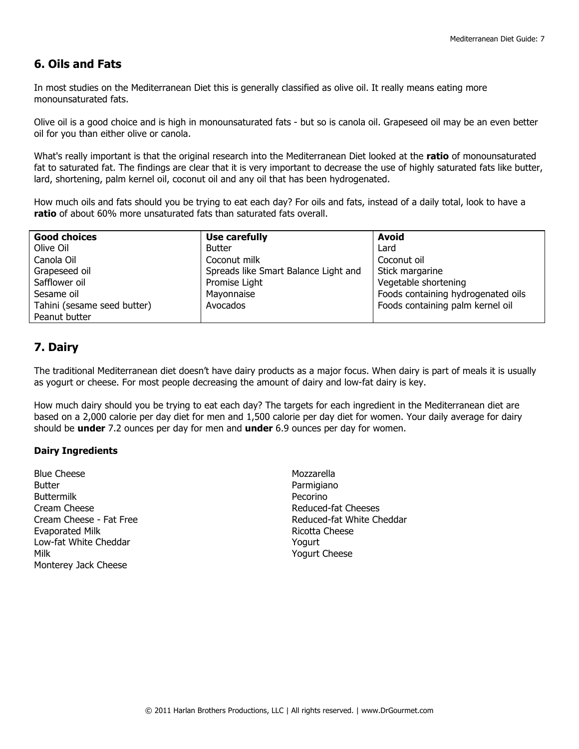## 6. Oils and Fats

In most studies on the Mediterranean Diet this is generally classified as olive oil. It really means eating more monounsaturated fats.

Olive oil is a good choice and is high in monounsaturated fats - but so is canola oil. Grapeseed oil may be an even better oil for you than either olive or canola.

What's really important is that the original research into the Mediterranean Diet looked at the **ratio** of monounsaturated fat to saturated fat. The findings are clear that it is very important to decrease the use of highly saturated fats like butter, lard, shortening, palm kernel oil, coconut oil and any oil that has been hydrogenated.

How much oils and fats should you be trying to eat each day? For oils and fats, instead of a daily total, look to have a **ratio** of about 60% more unsaturated fats than saturated fats overall.

| Good choices | Use carefully | Avoid |
|---|---|---|
| Olive Oil | Butter | Lard |
| Canola Oil | Coconut milk | Coconut oil |
| Grapeseed oil | Spreads like Smart Balance Light and Promise Light | Stick margarine |
| Safflower oil | Mayonnaise | Vegetable shortening |
| Sesame oil | Avocados | Foods containing hydrogenated oils |
| Tahini (sesame seed butter) | | Foods containing palm kernel oil |
| Peanut butter | | |

## 7. Dairy

The traditional Mediterranean diet doesn't have dairy products as a major focus. When dairy is part of meals it is usually as yogurt or cheese. For most people decreasing the amount of dairy and low-fat dairy is key.

How much dairy should you be trying to eat each day? The targets for each ingredient in the Mediterranean diet are based on a 2,000 calorie per day diet for men and 1,500 calorie per day diet for women. Your daily average for dairy should be **under** 7.2 ounces per day for men and **under** 6.9 ounces per day for women.

**Dairy Ingredients**

Blue Cheese
Butter
Buttermilk
Cream Cheese
Cream Cheese - Fat Free
Evaporated Milk
Low-fat White Cheddar
Milk
Monterey Jack Cheese
Mozzarella
Parmigiano
Pecorino
Reduced-fat Cheeses
Reduced-fat White Cheddar
Ricotta Cheese
Yogurt
Yogurt Cheese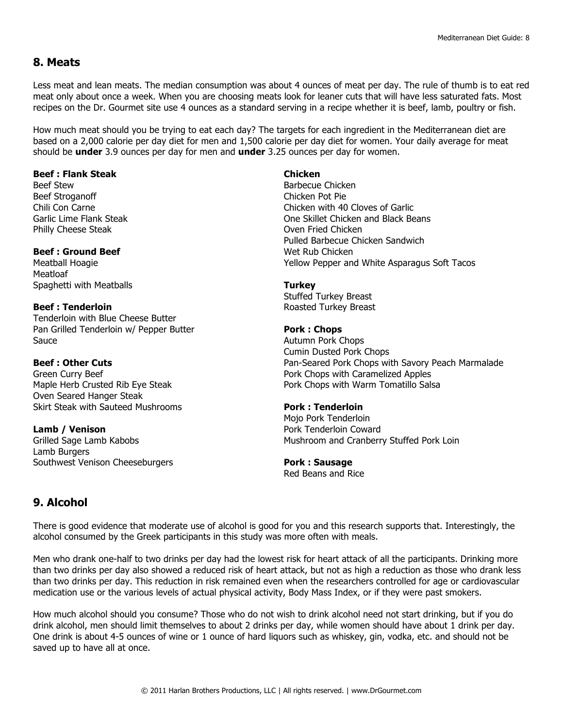## 8. Meats

Less meat and lean meats. The median consumption was about 4 ounces of meat per day. The rule of thumb is to eat red meat only about once a week. When you are choosing meats look for leaner cuts that will have less saturated fats. Most recipes on the Dr. Gourmet site use 4 ounces as a standard serving in a recipe whether it is beef, lamb, poultry or fish.

How much meat should you be trying to eat each day? The targets for each ingredient in the Mediterranean diet are based on a 2,000 calorie per day diet for men and 1,500 calorie per day diet for women. Your daily average for meat should be **under** 3.9 ounces per day for men and **under** 3.25 ounces per day for women.

**Beef : Flank Steak**
Beef Stew
Beef Stroganoff
Chili Con Carne
Garlic Lime Flank Steak
Philly Cheese Steak

**Beef : Ground Beef**
Meatball Hoagie
Meatloaf
Spaghetti with Meatballs

**Beef : Tenderloin**
Tenderloin with Blue Cheese Butter
Pan Grilled Tenderloin w/ Pepper Butter Sauce

**Beef : Other Cuts**
Green Curry Beef
Maple Herb Crusted Rib Eye Steak
Oven Seared Hanger Steak
Skirt Steak with Sauteed Mushrooms

**Lamb / Venison**
Grilled Sage Lamb Kabobs
Lamb Burgers
Southwest Venison Cheeseburgers

**Chicken**
Barbecue Chicken
Chicken Pot Pie
Chicken with 40 Cloves of Garlic
One Skillet Chicken and Black Beans
Oven Fried Chicken
Pulled Barbecue Chicken Sandwich
Wet Rub Chicken
Yellow Pepper and White Asparagus Soft Tacos

**Turkey**
Stuffed Turkey Breast
Roasted Turkey Breast

**Pork : Chops**
Autumn Pork Chops
Cumin Dusted Pork Chops
Pan-Seared Pork Chops with Savory Peach Marmalade
Pork Chops with Caramelized Apples
Pork Chops with Warm Tomatillo Salsa

**Pork : Tenderloin**
Mojo Pork Tenderloin
Pork Tenderloin Coward
Mushroom and Cranberry Stuffed Pork Loin

**Pork : Sausage**
Red Beans and Rice

## 9. Alcohol

There is good evidence that moderate use of alcohol is good for you and this research supports that. Interestingly, the alcohol consumed by the Greek participants in this study was more often with meals.

Men who drank one-half to two drinks per day had the lowest risk for heart attack of all the participants. Drinking more than two drinks per day also showed a reduced risk of heart attack, but not as high a reduction as those who drank less than two drinks per day. This reduction in risk remained even when the researchers controlled for age or cardiovascular medication use or the various levels of actual physical activity, Body Mass Index, or if they were past smokers.

How much alcohol should you consume? Those who do not wish to drink alcohol need not start drinking, but if you do drink alcohol, men should limit themselves to about 2 drinks per day, while women should have about 1 drink per day. One drink is about 4-5 ounces of wine or 1 ounce of hard liquors such as whiskey, gin, vodka, etc. and should not be saved up to have all at once.

© 2011 Harlan Brothers Productions, LLC | All rights reserved. | www.DrGourmet.com